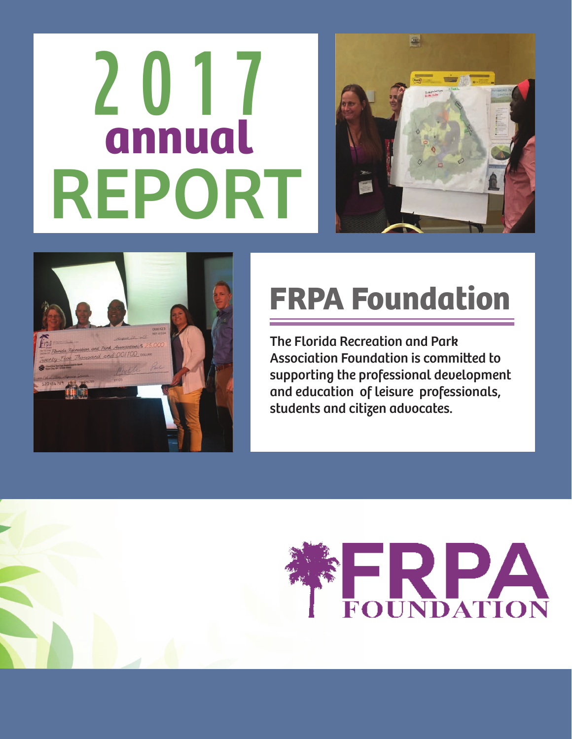# 2017 annual REPORT

## FRPA Foundation

The Florida Recreation and Park Association Foundation is committed to supporting the professional development and education of leisure professionals, students and citizen advocates.

FRPA FOUNDATION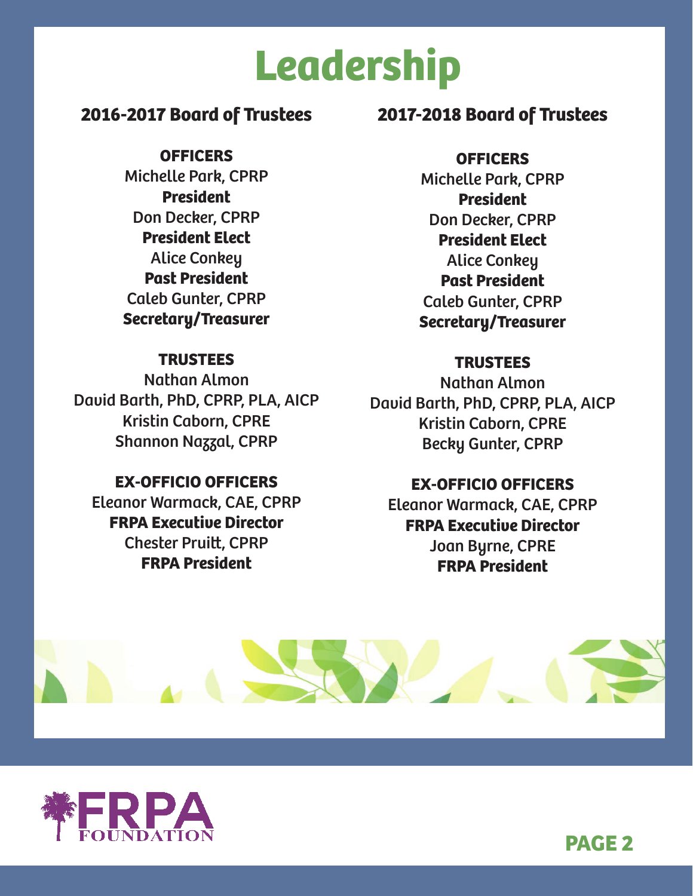# Leadership

## 2016-2017 Board of Trustees

**OFFICERS**

Michelle Park, CPRP
**President**

Don Decker, CPRP
**President Elect**

Alice Conkey
**Past President**

Caleb Gunter, CPRP
**Secretary/Treasurer**

**TRUSTEES**

Nathan Almon
David Barth, PhD, CPRP, PLA, AICP
Kristin Caborn, CPRE
Shannon Nazzal, CPRP

**EX-OFFICIO OFFICERS**

Eleanor Warmack, CAE, CPRP
**FRPA Executive Director**

Chester Pruitt, CPRP
**FRPA President**

## 2017-2018 Board of Trustees

**OFFICERS**

Michelle Park, CPRP
**President**

Don Decker, CPRP
**President Elect**

Alice Conkey
**Past President**

Caleb Gunter, CPRP
**Secretary/Treasurer**

**TRUSTEES**

Nathan Almon
David Barth, PhD, CPRP, PLA, AICP
Kristin Caborn, CPRE
Becky Gunter, CPRP

**EX-OFFICIO OFFICERS**

Eleanor Warmack, CAE, CPRP
**FRPA Executive Director**

Joan Byrne, CPRE
**FRPA President**

FRPA FOUNDATION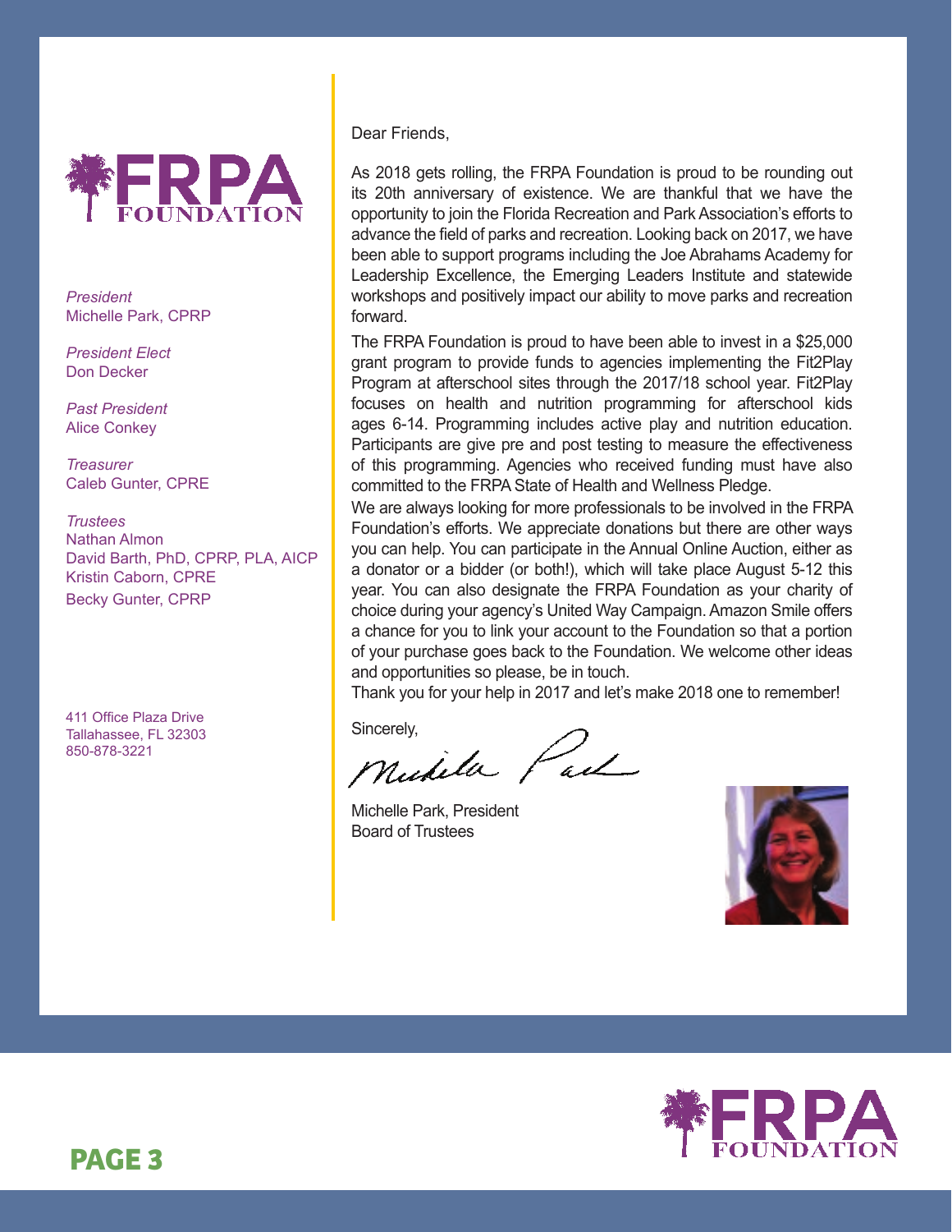FRPA FOUNDATION

*President*
Michelle Park, CPRP

*President Elect*
Don Decker

*Past President*
Alice Conkey

*Treasurer*
Caleb Gunter, CPRE

*Trustees*
Nathan Almon
David Barth, PhD, CPRP, PLA, AICP
Kristin Caborn, CPRE
Becky Gunter, CPRP

411 Office Plaza Drive
Tallahassee, FL 32303
850-878-3221

Dear Friends,

As 2018 gets rolling, the FRPA Foundation is proud to be rounding out its 20th anniversary of existence. We are thankful that we have the opportunity to join the Florida Recreation and Park Association's efforts to advance the field of parks and recreation. Looking back on 2017, we have been able to support programs including the Joe Abrahams Academy for Leadership Excellence, the Emerging Leaders Institute and statewide workshops and positively impact our ability to move parks and recreation forward.

The FRPA Foundation is proud to have been able to invest in a $25,000 grant program to provide funds to agencies implementing the Fit2Play Program at afterschool sites through the 2017/18 school year. Fit2Play focuses on health and nutrition programming for afterschool kids ages 6-14. Programming includes active play and nutrition education. Participants are give pre and post testing to measure the effectiveness of this programming. Agencies who received funding must have also committed to the FRPA State of Health and Wellness Pledge.

We are always looking for more professionals to be involved in the FRPA Foundation's efforts. We appreciate donations but there are other ways you can help. You can participate in the Annual Online Auction, either as a donator or a bidder (or both!), which will take place August 5-12 this year. You can also designate the FRPA Foundation as your charity of choice during your agency's United Way Campaign. Amazon Smile offers a chance for you to link your account to the Foundation so that a portion of your purchase goes back to the Foundation. We welcome other ideas and opportunities so please, be in touch.

Thank you for your help in 2017 and let's make 2018 one to remember!

Sincerely,

Michelle Park

Michelle Park, President
Board of Trustees

FRPA FOUNDATION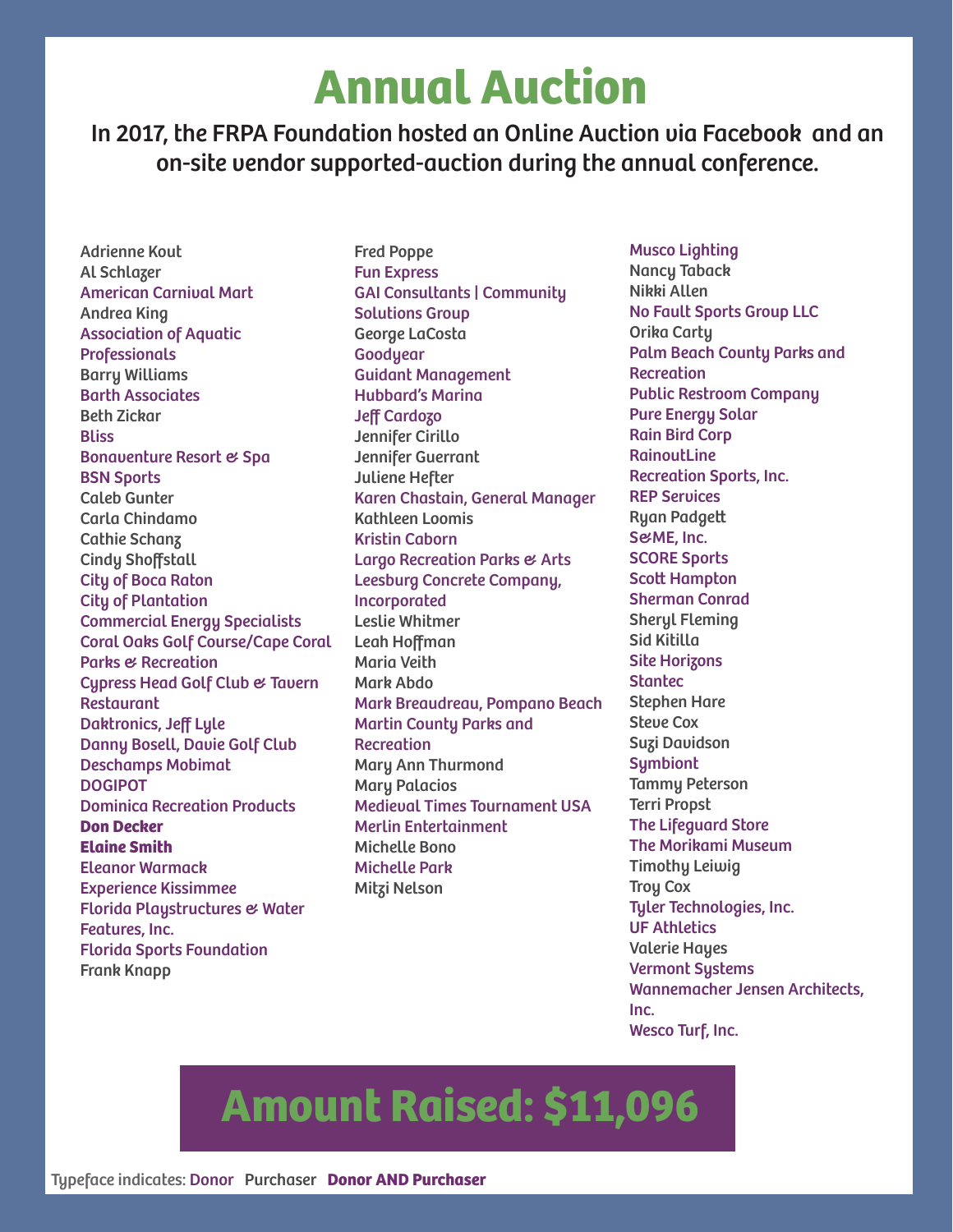# Annual Auction

**In 2017, the FRPA Foundation hosted an Online Auction via Facebook and an on-site vendor supported-auction during the annual conference.**

Adrienne Kout
Al Schlazer
American Carnival Mart
Andrea King
Association of Aquatic Professionals
Barry Williams
Barth Associates
Beth Zickar
Bliss
Bonaventure Resort & Spa
BSN Sports
Caleb Gunter
Carla Chindamo
Cathie Schanz
Cindy Shoffstall
City of Boca Raton
City of Plantation
Commercial Energy Specialists
Coral Oaks Golf Course/Cape Coral Parks & Recreation
Cypress Head Golf Club & Tavern Restaurant
Daktronics, Jeff Lyle
Danny Bosell, Davie Golf Club
Deschamps Mobimat
DOGIPOT
Dominica Recreation Products
**Don Decker**
**Elaine Smith**
Eleanor Warmack
Experience Kissimmee
Florida Playstructures & Water Features, Inc.
Florida Sports Foundation
Frank Knapp
Fred Poppe
Fun Express
GAI Consultants | Community Solutions Group
George LaCosta
Goodyear
Guidant Management
Hubbard's Marina
Jeff Cardozo
Jennifer Cirillo
Jennifer Guerrant
Juliene Hefter
Karen Chastain, General Manager
Kathleen Loomis
Kristin Caborn
Largo Recreation Parks & Arts
Leesburg Concrete Company, Incorporated
Leslie Whitmer
Leah Hoffman
Maria Veith
Mark Abdo
Mark Breaudreau, Pompano Beach
Martin County Parks and Recreation
Mary Ann Thurmond
Mary Palacios
Medieval Times Tournament USA
Merlin Entertainment
Michelle Bono
Michelle Park
Mitzi Nelson
Musco Lighting
Nancy Taback
Nikki Allen
No Fault Sports Group LLC
Orika Carty
Palm Beach County Parks and Recreation
Public Restroom Company
Pure Energy Solar
Rain Bird Corp
RainoutLine
Recreation Sports, Inc.
REP Services
Ryan Padgett
S&ME, Inc.
SCORE Sports
Scott Hampton
Sherman Conrad
Sheryl Fleming
Sid Kitilla
Site Horizons
Stantec
Stephen Hare
Steve Cox
Suzi Davidson
Symbiont
Tammy Peterson
Terri Propst
The Lifeguard Store
The Morikami Museum
Timothy Leiwig
Troy Cox
Tyler Technologies, Inc.
UF Athletics
Valerie Hayes
Vermont Systems
Wannemacher Jensen Architects, Inc.
Wesco Turf, Inc.

## Amount Raised: $11,096

Typeface indicates: Donor Purchaser **Donor AND Purchaser**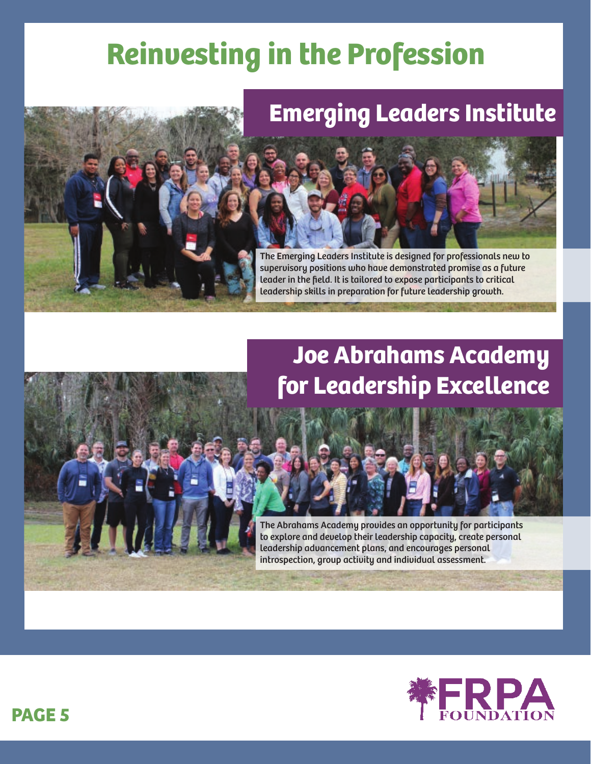# Reinvesting in the Profession

## Emerging Leaders Institute

The Emerging Leaders Institute is designed for professionals new to supervisory positions who have demonstrated promise as a future leader in the field. It is tailored to expose participants to critical leadership skills in preparation for future leadership growth.

## Joe Abrahams Academy for Leadership Excellence

The Abrahams Academy provides an opportunity for participants to explore and develop their leadership capacity, create personal leadership advancement plans, and encourages personal introspection, group activity and individual assessment.

FRPA FOUNDATION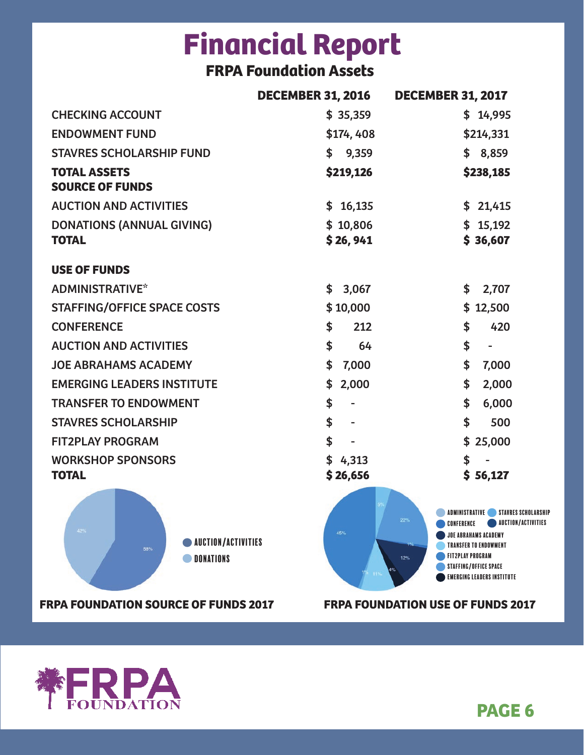# Financial Report

## FRPA Foundation Assets

| | DECEMBER 31, 2016 | DECEMBER 31, 2017 |
|---|---|---|
| CHECKING ACCOUNT | $ 35,359 | $ 14,995 |
| ENDOWMENT FUND | $174, 408 | $214,331 |
| STAVRES SCHOLARSHIP FUND | $ 9,359 | $ 8,859 |
| **TOTAL ASSETS** | **$219,126** | **$238,185** |
| **SOURCE OF FUNDS** | | |
| AUCTION AND ACTIVITIES | $ 16,135 | $ 21,415 |
| DONATIONS (ANNUAL GIVING) | $ 10,806 | $ 15,192 |
| **TOTAL** | **$ 26, 941** | **$ 36,607** |
| **USE OF FUNDS** | | |
| ADMINISTRATIVE* | $ 3,067 | $ 2,707 |
| STAFFING/OFFICE SPACE COSTS | $ 10,000 | $ 12,500 |
| CONFERENCE | $ 212 | $ 420 |
| AUCTION AND ACTIVITIES | $ 64 | $ - |
| JOE ABRAHAMS ACADEMY | $ 7,000 | $ 7,000 |
| EMERGING LEADERS INSTITUTE | $ 2,000 | $ 2,000 |
| TRANSFER TO ENDOWMENT | $ - | $ 6,000 |
| STAVRES SCHOLARSHIP | $ - | $ 500 |
| FIT2PLAY PROGRAM | $ - | $ 25,000 |
| WORKSHOP SPONSORS | $ 4,313 | $ - |
| **TOTAL** | **$ 26,656** | **$ 56,127** |

AUCTION/ACTIVITIES 58%
DONATIONS 42%

**FRPA FOUNDATION SOURCE OF FUNDS 2017**

ADMINISTRATIVE, STAVRES SCHOLARSHIP, CONFERENCE, AUCTION/ACTIVITIES, JOE ABRAHAMS ACADEMY, TRANSFER TO ENDOWMENT, FIT2PLAY PROGRAM, STAFFING/OFFICE SPACE, EMERGING LEADERS INSTITUTE

5%, 22%, 45%, 1%, 12%, 4%, 11%, 1%

**FRPA FOUNDATION USE OF FUNDS 2017**

FRPA FOUNDATION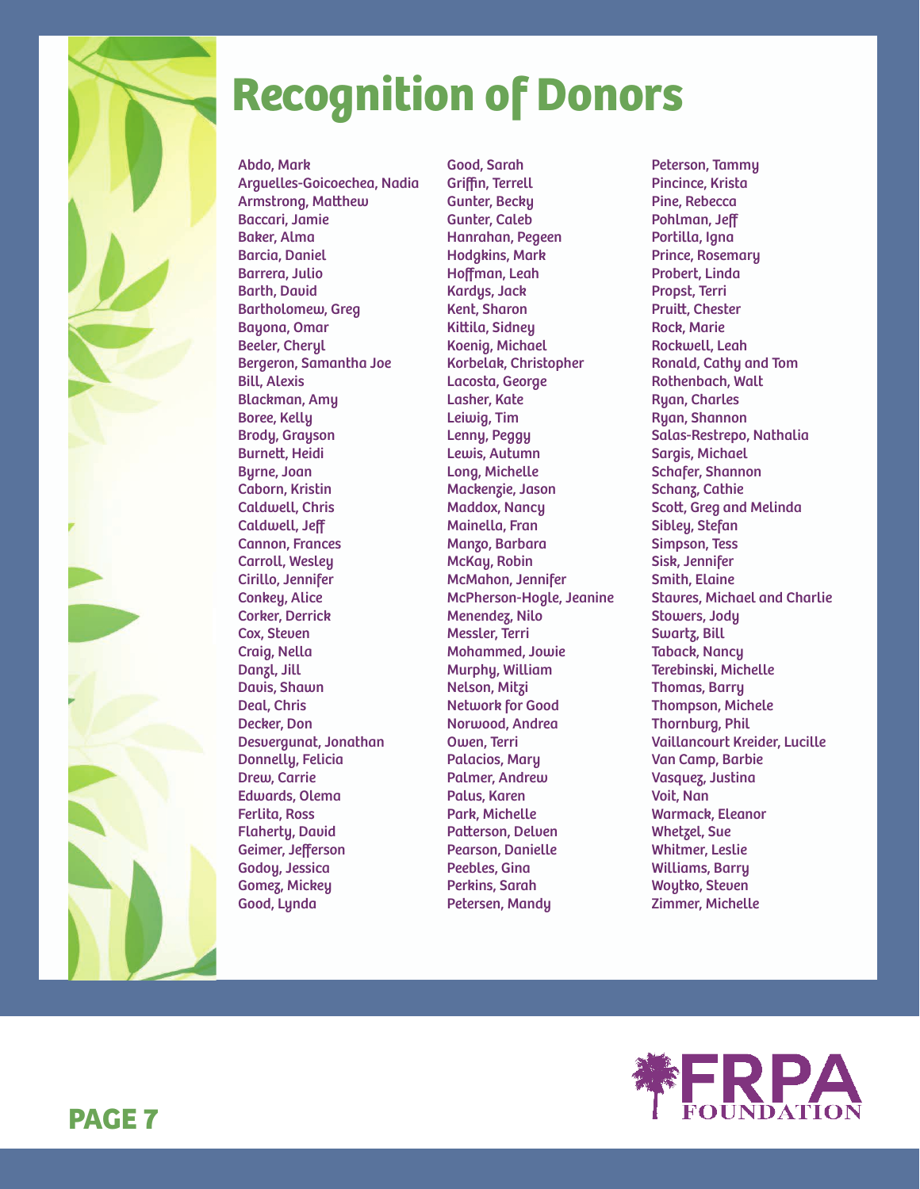# Recognition of Donors

Abdo, Mark
Arguelles-Goicoechea, Nadia
Armstrong, Matthew
Baccari, Jamie
Baker, Alma
Barcia, Daniel
Barrera, Julio
Barth, David
Bartholomew, Greg
Bayona, Omar
Beeler, Cheryl
Bergeron, Samantha Joe
Bill, Alexis
Blackman, Amy
Boree, Kelly
Brody, Grayson
Burnett, Heidi
Byrne, Joan
Caborn, Kristin
Caldwell, Chris
Caldwell, Jeff
Cannon, Frances
Carroll, Wesley
Cirillo, Jennifer
Conkey, Alice
Corker, Derrick
Cox, Steven
Craig, Nella
Danzl, Jill
Davis, Shawn
Deal, Chris
Decker, Don
Desvergunat, Jonathan
Donnelly, Felicia
Drew, Carrie
Edwards, Olema
Ferlita, Ross
Flaherty, David
Geimer, Jefferson
Godoy, Jessica
Gomez, Mickey
Good, Lynda
Good, Sarah
Griffin, Terrell
Gunter, Becky
Gunter, Caleb
Hanrahan, Pegeen
Hodgkins, Mark
Hoffman, Leah
Kardys, Jack
Kent, Sharon
Kittila, Sidney
Koenig, Michael
Korbelak, Christopher
Lacosta, George
Lasher, Kate
Leiwig, Tim
Lenny, Peggy
Lewis, Autumn
Long, Michelle
Mackenzie, Jason
Maddox, Nancy
Mainella, Fran
Manzo, Barbara
McKay, Robin
McMahon, Jennifer
McPherson-Hogle, Jeanine
Menendez, Nilo
Messler, Terri
Mohammed, Jowie
Murphy, William
Nelson, Mitzi
Network for Good
Norwood, Andrea
Owen, Terri
Palacios, Mary
Palmer, Andrew
Palus, Karen
Park, Michelle
Patterson, Delven
Pearson, Danielle
Peebles, Gina
Perkins, Sarah
Petersen, Mandy
Peterson, Tammy
Pincince, Krista
Pine, Rebecca
Pohlman, Jeff
Portilla, Igna
Prince, Rosemary
Probert, Linda
Propst, Terri
Pruitt, Chester
Rock, Marie
Rockwell, Leah
Ronald, Cathy and Tom
Rothenbach, Walt
Ryan, Charles
Ryan, Shannon
Salas-Restrepo, Nathalia
Sargis, Michael
Schafer, Shannon
Schanz, Cathie
Scott, Greg and Melinda
Sibley, Stefan
Simpson, Tess
Sisk, Jennifer
Smith, Elaine
Staves, Michael and Charlie
Stowers, Jody
Swartz, Bill
Taback, Nancy
Terebinski, Michelle
Thomas, Barry
Thompson, Michele
Thornburg, Phil
Vaillancourt Kreider, Lucille
Van Camp, Barbie
Vasquez, Justina
Voit, Nan
Warmack, Eleanor
Whetzel, Sue
Whitmer, Leslie
Williams, Barry
Woytko, Steven
Zimmer, Michelle

FRPA FOUNDATION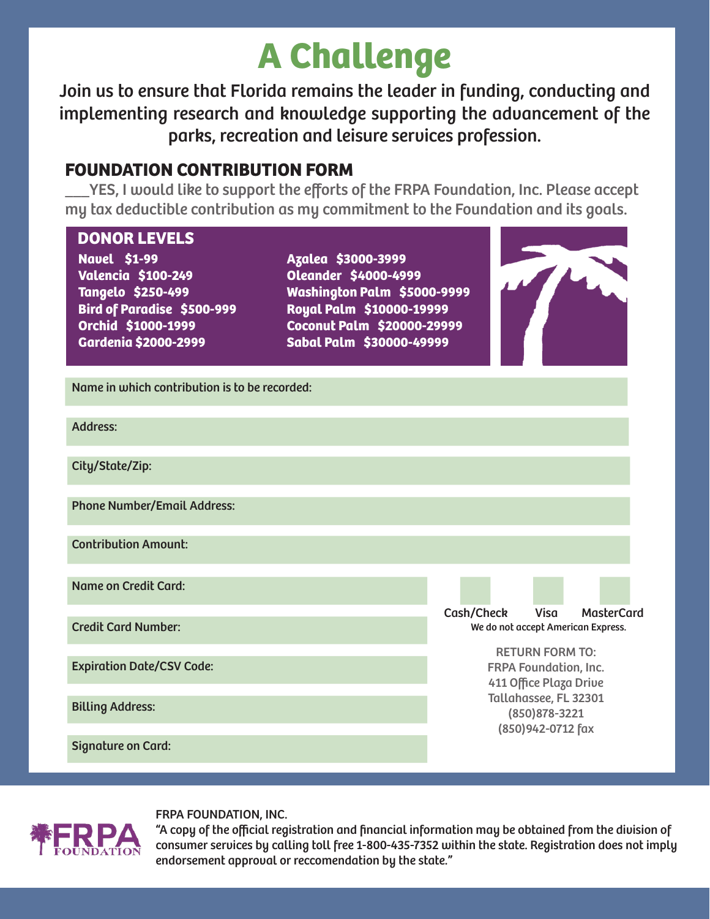# A Challenge

Join us to ensure that Florida remains the leader in funding, conducting and implementing research and knowledge supporting the advancement of the parks, recreation and leisure services profession.

## FOUNDATION CONTRIBUTION FORM

___YES, I would like to support the efforts of the FRPA Foundation, Inc. Please accept my tax deductible contribution as my commitment to the Foundation and its goals.

### DONOR LEVELS

**Navel $1-99**
**Valencia $100-249**
**Tangelo $250-499**
**Bird of Paradise $500-999**
**Orchid $1000-1999**
**Gardenia $2000-2999**
**Azalea $3000-3999**
**Oleander $4000-4999**
**Washington Palm $5000-9999**
**Royal Palm $10000-19999**
**Coconut Palm $20000-29999**
**Sabal Palm $30000-49999**

Name in which contribution is to be recorded:

Address:

City/State/Zip:

Phone Number/Email Address:

Contribution Amount:

Name on Credit Card:

Credit Card Number:

Expiration Date/CSV Code:

Billing Address:

Signature on Card:

Cash/Check Visa MasterCard

We do not accept American Express.

RETURN FORM TO:
FRPA Foundation, Inc.
411 Office Plaza Drive
Tallahassee, FL 32301
(850)878-3221
(850)942-0712 fax

FRPA FOUNDATION, INC.

"A copy of the official registration and financial information may be obtained from the division of consumer services by calling toll free 1-800-435-7352 within the state. Registration does not imply endorsement approval or reccomendation by the state."